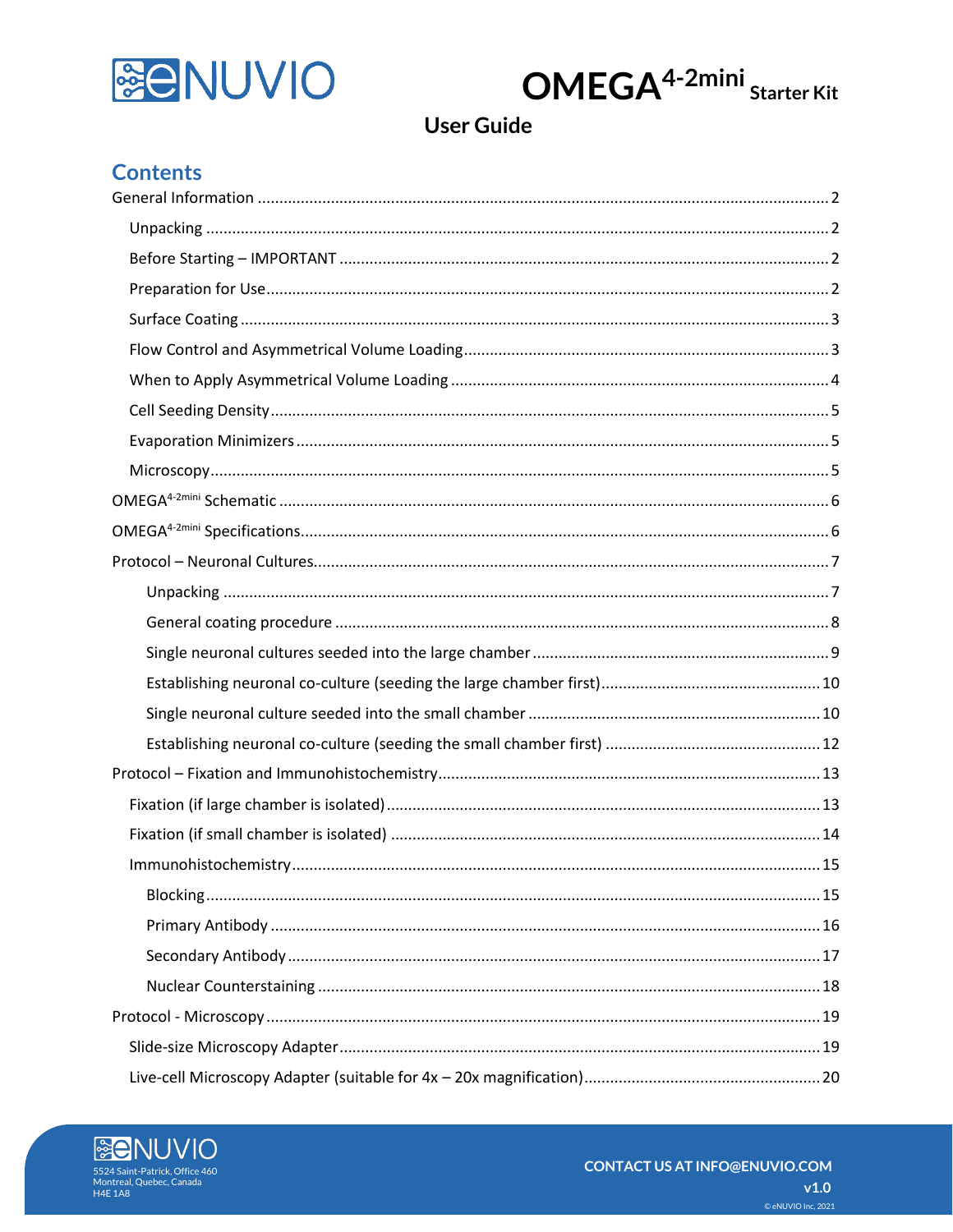# eNUVIO

# OMEGA$^{4\text{-}2mini}$ Starter Kit

## User Guide

## Contents

- General Information .......... 2
  - Unpacking .......... 2
  - Before Starting – IMPORTANT .......... 2
  - Preparation for Use .......... 2
  - Surface Coating .......... 3
  - Flow Control and Asymmetrical Volume Loading .......... 3
  - When to Apply Asymmetrical Volume Loading .......... 4
  - Cell Seeding Density .......... 5
  - Evaporation Minimizers .......... 5
  - Microscopy .......... 5
- OMEGA$^{4\text{-}2mini}$ Schematic .......... 6
- OMEGA$^{4\text{-}2mini}$ Specifications .......... 6
- Protocol – Neuronal Cultures .......... 7
  - Unpacking .......... 7
  - General coating procedure .......... 8
  - Single neuronal cultures seeded into the large chamber .......... 9
  - Establishing neuronal co-culture (seeding the large chamber first) .......... 10
  - Single neuronal culture seeded into the small chamber .......... 10
  - Establishing neuronal co-culture (seeding the small chamber first) .......... 12
- Protocol – Fixation and Immunohistochemistry .......... 13
  - Fixation (if large chamber is isolated) .......... 13
  - Fixation (if small chamber is isolated) .......... 14
  - Immunohistochemistry .......... 15
    - Blocking .......... 15
    - Primary Antibody .......... 16
    - Secondary Antibody .......... 17
    - Nuclear Counterstaining .......... 18
- Protocol - Microscopy .......... 19
  - Slide-size Microscopy Adapter .......... 19
  - Live-cell Microscopy Adapter (suitable for 4x – 20x magnification) .......... 20

eNUVIO
5524 Saint-Patrick, Office 460
Montreal, Quebec, Canada
H4E 1A8

CONTACT US AT INFO@ENUVIO.COM

v1.0

© eNUVIO Inc, 2021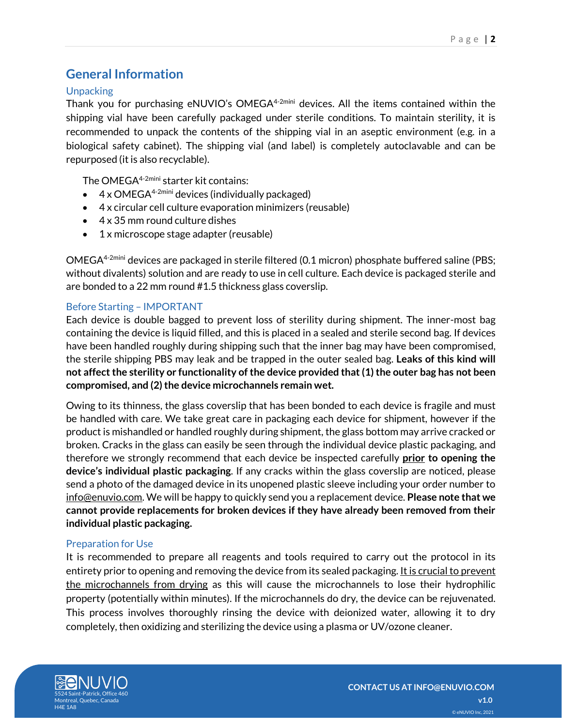# General Information

## Unpacking

Thank you for purchasing eNUVIO's OMEGA$^{4\text{-}2mini}$ devices. All the items contained within the shipping vial have been carefully packaged under sterile conditions. To maintain sterility, it is recommended to unpack the contents of the shipping vial in an aseptic environment (e.g. in a biological safety cabinet). The shipping vial (and label) is completely autoclavable and can be repurposed (it is also recyclable).

The OMEGA$^{4\text{-}2mini}$ starter kit contains:

- 4 x OMEGA$^{4\text{-}2mini}$ devices (individually packaged)
- 4 x circular cell culture evaporation minimizers (reusable)
- 4 x 35 mm round culture dishes
- 1 x microscope stage adapter (reusable)

OMEGA$^{4\text{-}2mini}$ devices are packaged in sterile filtered (0.1 micron) phosphate buffered saline (PBS; without divalents) solution and are ready to use in cell culture. Each device is packaged sterile and are bonded to a 22 mm round #1.5 thickness glass coverslip.

## Before Starting – IMPORTANT

Each device is double bagged to prevent loss of sterility during shipment. The inner-most bag containing the device is liquid filled, and this is placed in a sealed and sterile second bag. If devices have been handled roughly during shipping such that the inner bag may have been compromised, the sterile shipping PBS may leak and be trapped in the outer sealed bag. **Leaks of this kind will not affect the sterility or functionality of the device provided that (1) the outer bag has not been compromised, and (2) the device microchannels remain wet.**

Owing to its thinness, the glass coverslip that has been bonded to each device is fragile and must be handled with care. We take great care in packaging each device for shipment, however if the product is mishandled or handled roughly during shipment, the glass bottom may arrive cracked or broken. Cracks in the glass can easily be seen through the individual device plastic packaging, and therefore we strongly recommend that each device be inspected carefully **<u>prior</u> to opening the device's individual plastic packaging**. If any cracks within the glass coverslip are noticed, please send a photo of the damaged device in its unopened plastic sleeve including your order number to info@enuvio.com. We will be happy to quickly send you a replacement device. **Please note that we cannot provide replacements for broken devices if they have already been removed from their individual plastic packaging.**

## Preparation for Use

It is recommended to prepare all reagents and tools required to carry out the protocol in its entirety prior to opening and removing the device from its sealed packaging. <u>It is crucial to prevent the microchannels from drying</u> as this will cause the microchannels to lose their hydrophilic property (potentially within minutes). If the microchannels do dry, the device can be rejuvenated. This process involves thoroughly rinsing the device with deionized water, allowing it to dry completely, then oxidizing and sterilizing the device using a plasma or UV/ozone cleaner.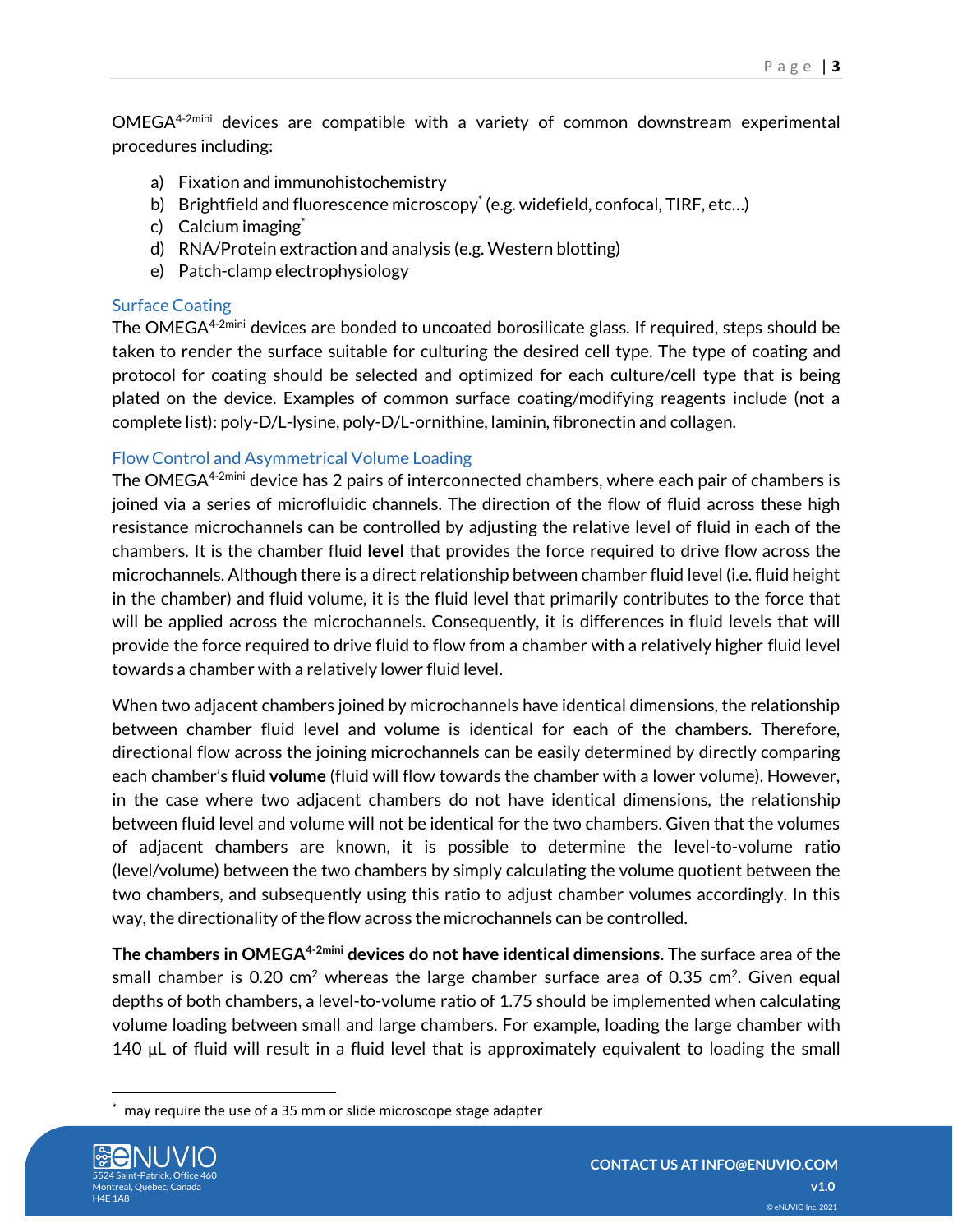OMEGA$^{4\text{-}2mini}$ devices are compatible with a variety of common downstream experimental procedures including:

a) Fixation and immunohistochemistry
b) Brightfield and fluorescence microscopy* (e.g. widefield, confocal, TIRF, etc…)
c) Calcium imaging*
d) RNA/Protein extraction and analysis (e.g. Western blotting)
e) Patch-clamp electrophysiology

## Surface Coating

The OMEGA$^{4\text{-}2mini}$ devices are bonded to uncoated borosilicate glass. If required, steps should be taken to render the surface suitable for culturing the desired cell type. The type of coating and protocol for coating should be selected and optimized for each culture/cell type that is being plated on the device. Examples of common surface coating/modifying reagents include (not a complete list): poly-D/L-lysine, poly-D/L-ornithine, laminin, fibronectin and collagen.

## Flow Control and Asymmetrical Volume Loading

The OMEGA$^{4\text{-}2mini}$ device has 2 pairs of interconnected chambers, where each pair of chambers is joined via a series of microfluidic channels. The direction of the flow of fluid across these high resistance microchannels can be controlled by adjusting the relative level of fluid in each of the chambers. It is the chamber fluid **level** that provides the force required to drive flow across the microchannels. Although there is a direct relationship between chamber fluid level (i.e. fluid height in the chamber) and fluid volume, it is the fluid level that primarily contributes to the force that will be applied across the microchannels. Consequently, it is differences in fluid levels that will provide the force required to drive fluid to flow from a chamber with a relatively higher fluid level towards a chamber with a relatively lower fluid level.

When two adjacent chambers joined by microchannels have identical dimensions, the relationship between chamber fluid level and volume is identical for each of the chambers. Therefore, directional flow across the joining microchannels can be easily determined by directly comparing each chamber's fluid **volume** (fluid will flow towards the chamber with a lower volume). However, in the case where two adjacent chambers do not have identical dimensions, the relationship between fluid level and volume will not be identical for the two chambers. Given that the volumes of adjacent chambers are known, it is possible to determine the level-to-volume ratio (level/volume) between the two chambers by simply calculating the volume quotient between the two chambers, and subsequently using this ratio to adjust chamber volumes accordingly. In this way, the directionality of the flow across the microchannels can be controlled.

**The chambers in OMEGA$^{4\text{-}2mini}$ devices do not have identical dimensions.** The surface area of the small chamber is 0.20 $cm^2$ whereas the large chamber surface area of 0.35 $cm^2$. Given equal depths of both chambers, a level-to-volume ratio of 1.75 should be implemented when calculating volume loading between small and large chambers. For example, loading the large chamber with 140 µL of fluid will result in a fluid level that is approximately equivalent to loading the small

---

\* may require the use of a 35 mm or slide microscope stage adapter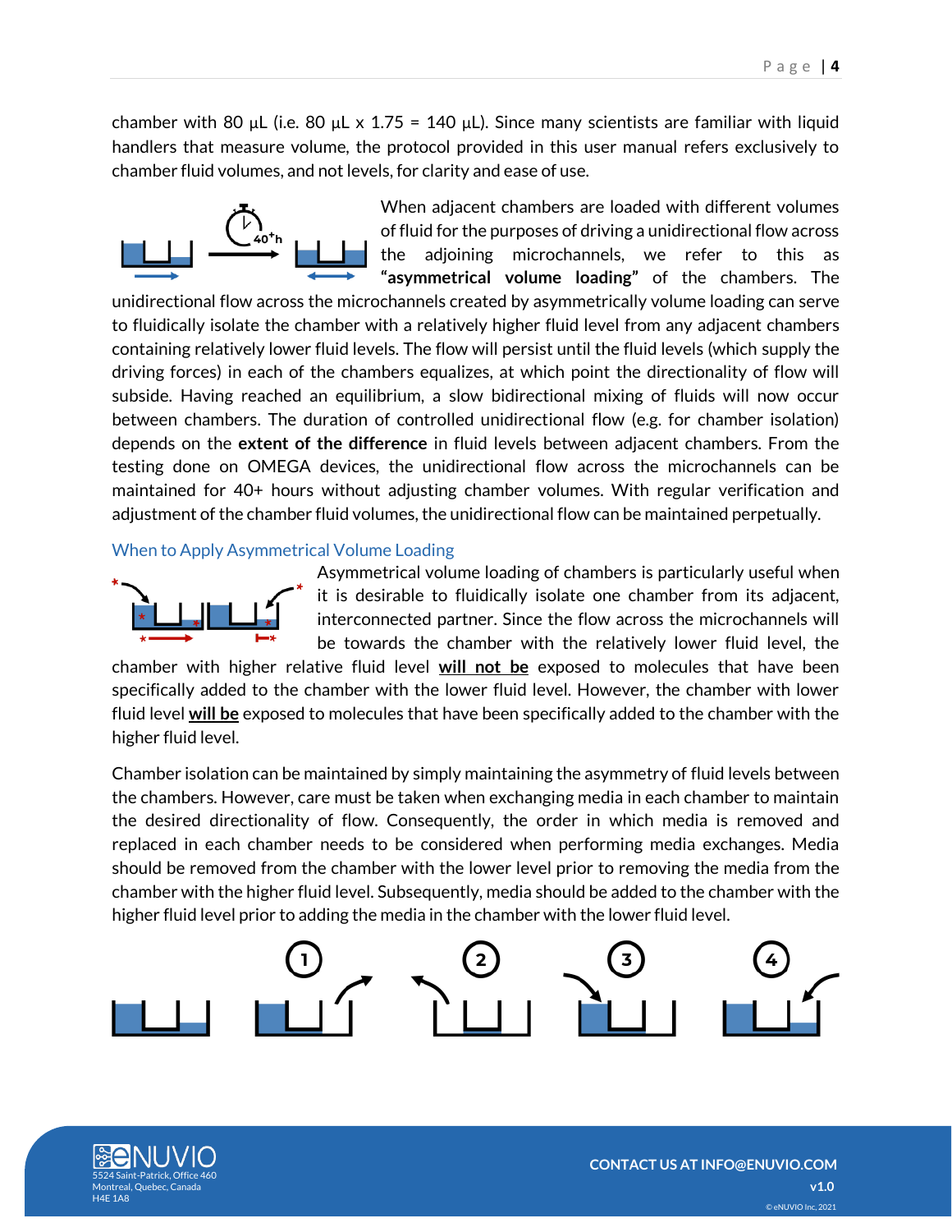chamber with 80 µL (i.e. 80 µL x 1.75 = 140 µL). Since many scientists are familiar with liquid handlers that measure volume, the protocol provided in this user manual refers exclusively to chamber fluid volumes, and not levels, for clarity and ease of use.

When adjacent chambers are loaded with different volumes of fluid for the purposes of driving a unidirectional flow across the adjoining microchannels, we refer to this as **"asymmetrical volume loading"** of the chambers. The unidirectional flow across the microchannels created by asymmetrically volume loading can serve to fluidically isolate the chamber with a relatively higher fluid level from any adjacent chambers containing relatively lower fluid levels. The flow will persist until the fluid levels (which supply the driving forces) in each of the chambers equalizes, at which point the directionality of flow will subside. Having reached an equilibrium, a slow bidirectional mixing of fluids will now occur between chambers. The duration of controlled unidirectional flow (e.g. for chamber isolation) depends on the **extent of the difference** in fluid levels between adjacent chambers. From the testing done on OMEGA devices, the unidirectional flow across the microchannels can be maintained for 40+ hours without adjusting chamber volumes. With regular verification and adjustment of the chamber fluid volumes, the unidirectional flow can be maintained perpetually.

## When to Apply Asymmetrical Volume Loading

Asymmetrical volume loading of chambers is particularly useful when it is desirable to fluidically isolate one chamber from its adjacent, interconnected partner. Since the flow across the microchannels will be towards the chamber with the relatively lower fluid level, the chamber with higher relative fluid level **will not be** exposed to molecules that have been specifically added to the chamber with the lower fluid level. However, the chamber with lower fluid level **will be** exposed to molecules that have been specifically added to the chamber with the higher fluid level.

Chamber isolation can be maintained by simply maintaining the asymmetry of fluid levels between the chambers. However, care must be taken when exchanging media in each chamber to maintain the desired directionality of flow. Consequently, the order in which media is removed and replaced in each chamber needs to be considered when performing media exchanges. Media should be removed from the chamber with the lower level prior to removing the media from the chamber with the higher fluid level. Subsequently, media should be added to the chamber with the higher fluid level prior to adding the media in the chamber with the lower fluid level.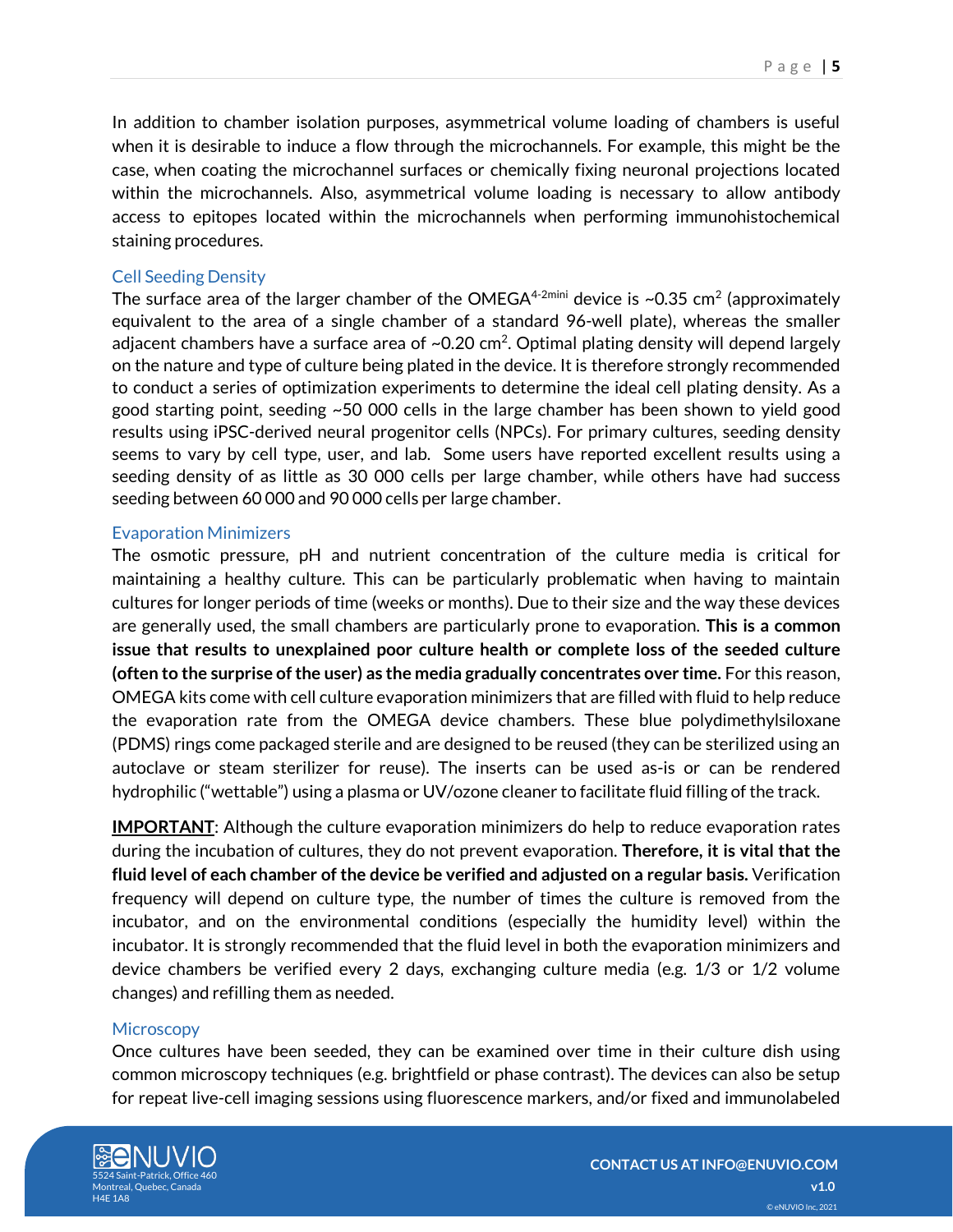In addition to chamber isolation purposes, asymmetrical volume loading of chambers is useful when it is desirable to induce a flow through the microchannels. For example, this might be the case, when coating the microchannel surfaces or chemically fixing neuronal projections located within the microchannels. Also, asymmetrical volume loading is necessary to allow antibody access to epitopes located within the microchannels when performing immunohistochemical staining procedures.

### Cell Seeding Density

The surface area of the larger chamber of the OMEGA$^{4\text{-}2mini}$ device is ~0.35 $cm^2$ (approximately equivalent to the area of a single chamber of a standard 96-well plate), whereas the smaller adjacent chambers have a surface area of ~0.20 $cm^2$. Optimal plating density will depend largely on the nature and type of culture being plated in the device. It is therefore strongly recommended to conduct a series of optimization experiments to determine the ideal cell plating density. As a good starting point, seeding ~50 000 cells in the large chamber has been shown to yield good results using iPSC-derived neural progenitor cells (NPCs). For primary cultures, seeding density seems to vary by cell type, user, and lab. Some users have reported excellent results using a seeding density of as little as 30 000 cells per large chamber, while others have had success seeding between 60 000 and 90 000 cells per large chamber.

### Evaporation Minimizers

The osmotic pressure, pH and nutrient concentration of the culture media is critical for maintaining a healthy culture. This can be particularly problematic when having to maintain cultures for longer periods of time (weeks or months). Due to their size and the way these devices are generally used, the small chambers are particularly prone to evaporation. **This is a common issue that results to unexplained poor culture health or complete loss of the seeded culture (often to the surprise of the user) as the media gradually concentrates over time.** For this reason, OMEGA kits come with cell culture evaporation minimizers that are filled with fluid to help reduce the evaporation rate from the OMEGA device chambers. These blue polydimethylsiloxane (PDMS) rings come packaged sterile and are designed to be reused (they can be sterilized using an autoclave or steam sterilizer for reuse). The inserts can be used as-is or can be rendered hydrophilic ("wettable") using a plasma or UV/ozone cleaner to facilitate fluid filling of the track.

**IMPORTANT**: Although the culture evaporation minimizers do help to reduce evaporation rates during the incubation of cultures, they do not prevent evaporation. **Therefore, it is vital that the fluid level of each chamber of the device be verified and adjusted on a regular basis.** Verification frequency will depend on culture type, the number of times the culture is removed from the incubator, and on the environmental conditions (especially the humidity level) within the incubator. It is strongly recommended that the fluid level in both the evaporation minimizers and device chambers be verified every 2 days, exchanging culture media (e.g. 1/3 or 1/2 volume changes) and refilling them as needed.

### Microscopy

Once cultures have been seeded, they can be examined over time in their culture dish using common microscopy techniques (e.g. brightfield or phase contrast). The devices can also be setup for repeat live-cell imaging sessions using fluorescence markers, and/or fixed and immunolabeled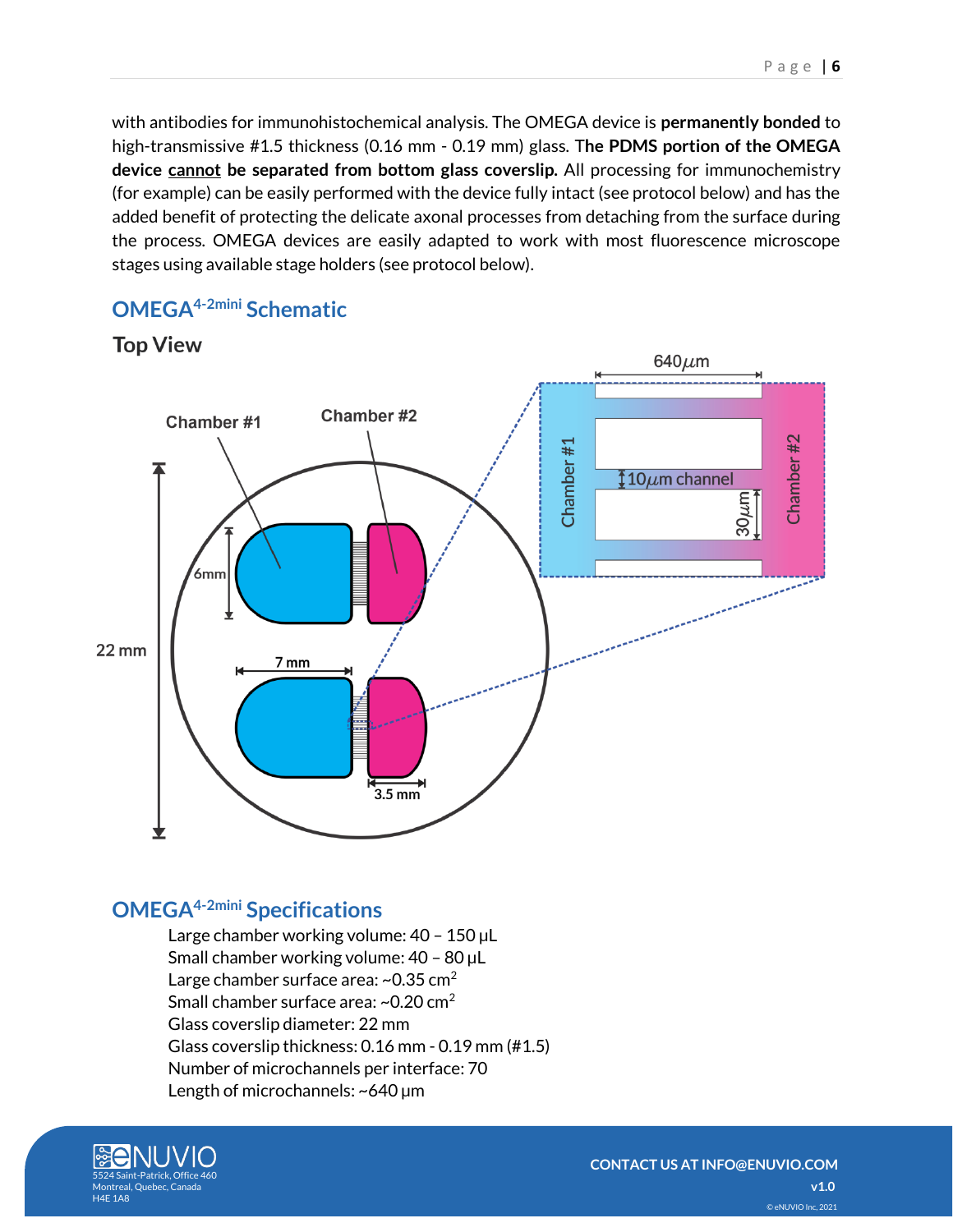with antibodies for immunohistochemical analysis. The OMEGA device is **permanently bonded** to high-transmissive #1.5 thickness (0.16 mm - 0.19 mm) glass. T**he PDMS portion of the OMEGA device cannot be separated from bottom glass coverslip.** All processing for immunochemistry (for example) can be easily performed with the device fully intact (see protocol below) and has the added benefit of protecting the delicate axonal processes from detaching from the surface during the process. OMEGA devices are easily adapted to work with most fluorescence microscope stages using available stage holders (see protocol below).

## OMEGA$^{4\text{-}2mini}$ Schematic

### Top View

## OMEGA$^{4\text{-}2mini}$ Specifications

- Large chamber working volume: 40 – 150 µL
- Small chamber working volume: 40 – 80 µL
- Large chamber surface area: ~0.35 cm$^2$
- Small chamber surface area: ~0.20 cm$^2$
- Glass coverslip diameter: 22 mm
- Glass coverslip thickness: 0.16 mm - 0.19 mm (#1.5)
- Number of microchannels per interface: 70
- Length of microchannels: ~640 µm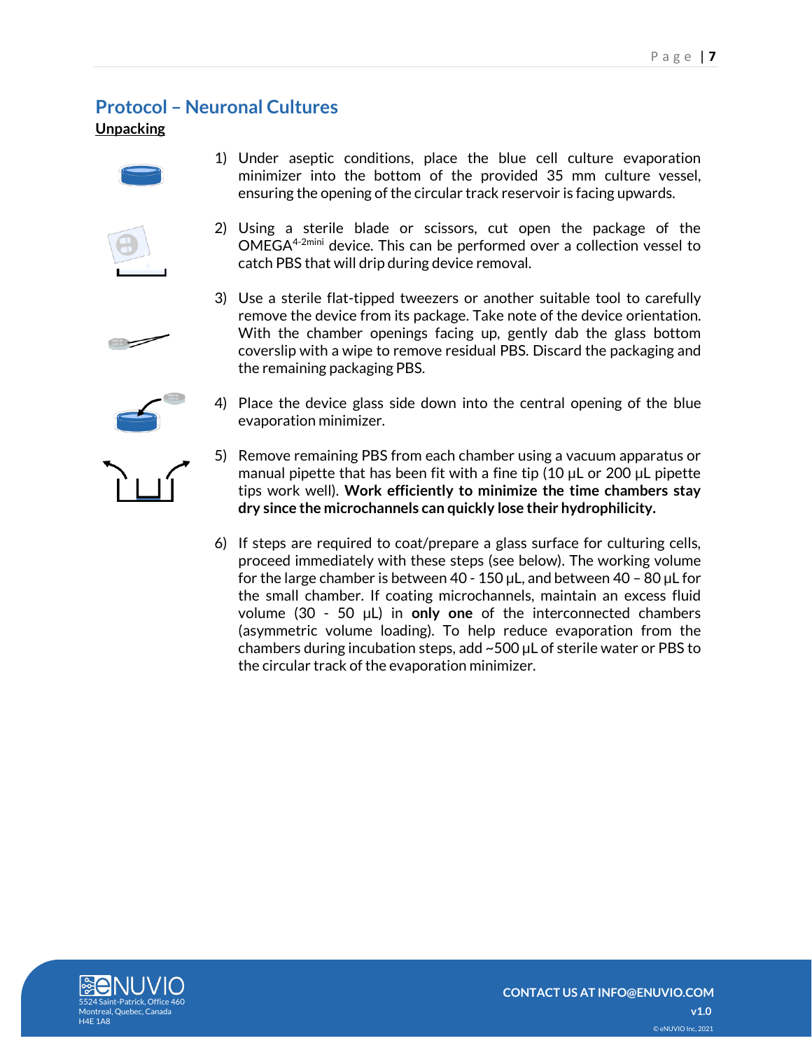## Protocol – Neuronal Cultures

**Unpacking**

1) Under aseptic conditions, place the blue cell culture evaporation minimizer into the bottom of the provided 35 mm culture vessel, ensuring the opening of the circular track reservoir is facing upwards.

2) Using a sterile blade or scissors, cut open the package of the OMEGA$^{4\text{-}2mini}$ device. This can be performed over a collection vessel to catch PBS that will drip during device removal.

3) Use a sterile flat-tipped tweezers or another suitable tool to carefully remove the device from its package. Take note of the device orientation. With the chamber openings facing up, gently dab the glass bottom coverslip with a wipe to remove residual PBS. Discard the packaging and the remaining packaging PBS.

4) Place the device glass side down into the central opening of the blue evaporation minimizer.

5) Remove remaining PBS from each chamber using a vacuum apparatus or manual pipette that has been fit with a fine tip (10 µL or 200 µL pipette tips work well). **Work efficiently to minimize the time chambers stay dry since the microchannels can quickly lose their hydrophilicity.**

6) If steps are required to coat/prepare a glass surface for culturing cells, proceed immediately with these steps (see below). The working volume for the large chamber is between 40 - 150 µL, and between 40 – 80 µL for the small chamber. If coating microchannels, maintain an excess fluid volume (30 - 50 µL) in **only one** of the interconnected chambers (asymmetric volume loading). To help reduce evaporation from the chambers during incubation steps, add ~500 µL of sterile water or PBS to the circular track of the evaporation minimizer.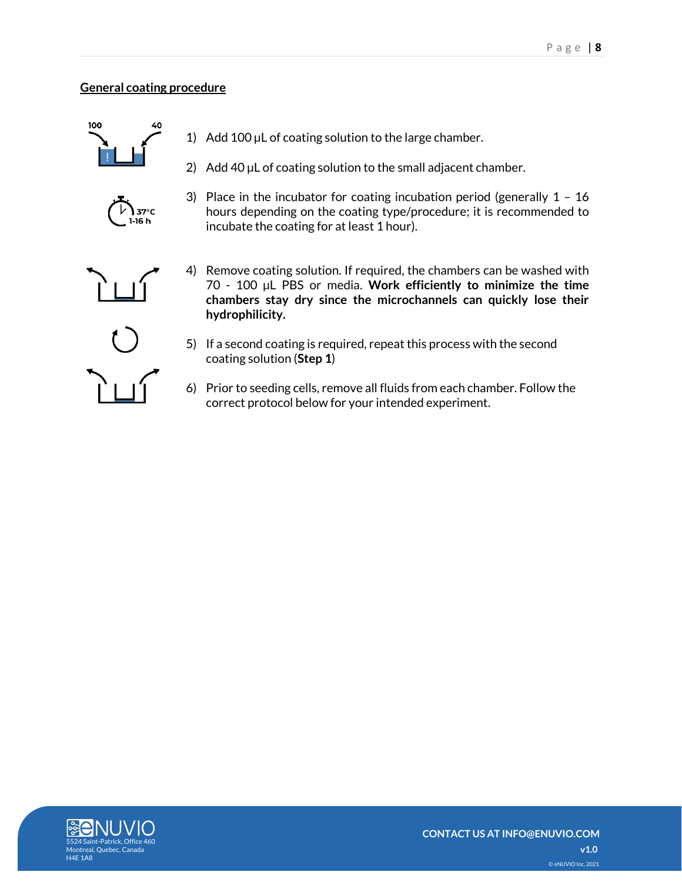## General coating procedure

1) Add 100 μL of coating solution to the large chamber.
2) Add 40 μL of coating solution to the small adjacent chamber.
3) Place in the incubator for coating incubation period (generally 1 – 16 hours depending on the coating type/procedure; it is recommended to incubate the coating for at least 1 hour).
4) Remove coating solution. If required, the chambers can be washed with 70 - 100 μL PBS or media. **Work efficiently to minimize the time chambers stay dry since the microchannels can quickly lose their hydrophilicity.**
5) If a second coating is required, repeat this process with the second coating solution (**Step 1**)
6) Prior to seeding cells, remove all fluids from each chamber. Follow the correct protocol below for your intended experiment.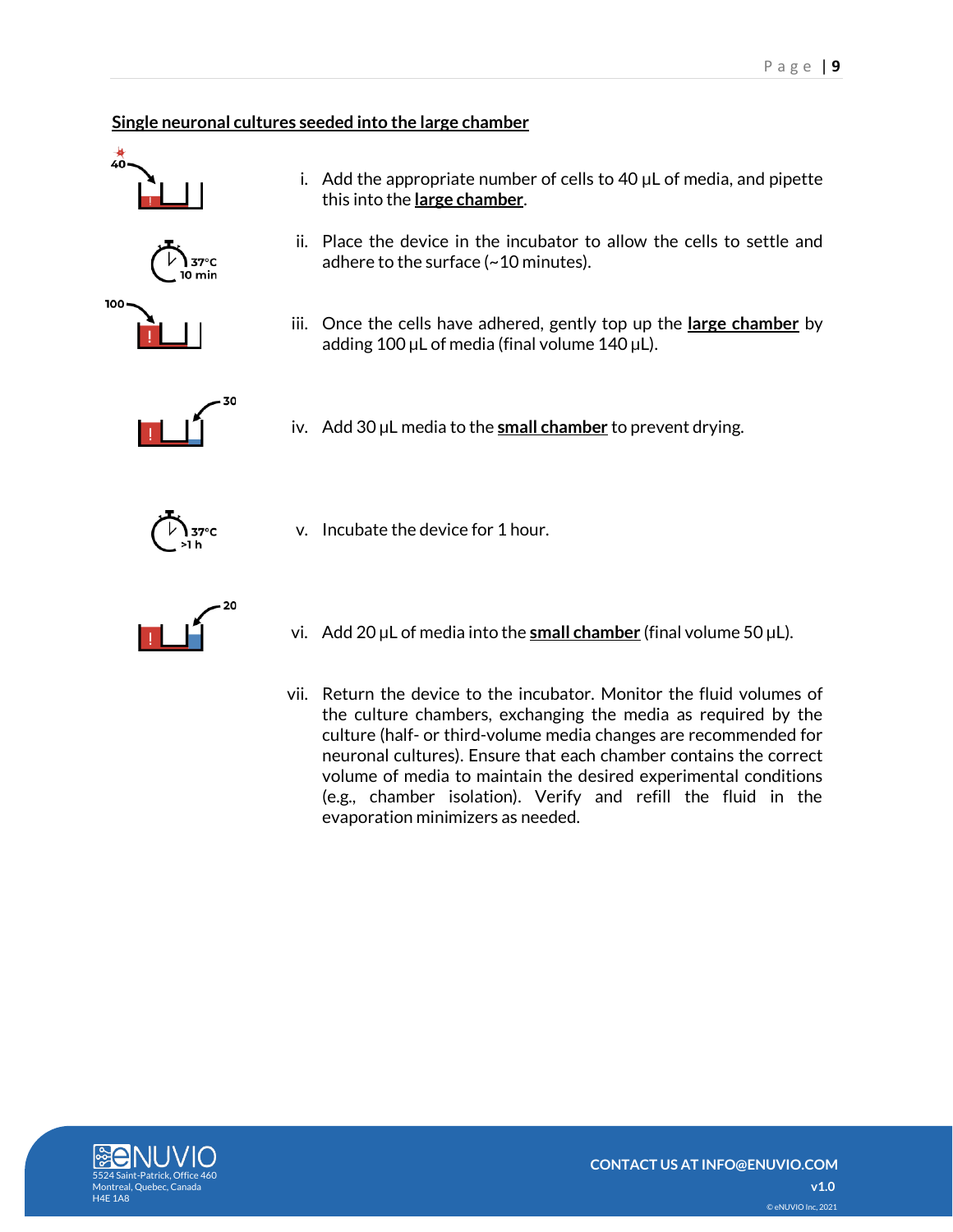**<u>Single neuronal cultures seeded into the large chamber</u>**

i. Add the appropriate number of cells to 40 µL of media, and pipette this into the **<u>large chamber</u>**.

ii. Place the device in the incubator to allow the cells to settle and adhere to the surface (~10 minutes).

iii. Once the cells have adhered, gently top up the **<u>large chamber</u>** by adding 100 µL of media (final volume 140 µL).

iv. Add 30 µL media to the **<u>small chamber</u>** to prevent drying.

v. Incubate the device for 1 hour.

vi. Add 20 µL of media into the **<u>small chamber</u>** (final volume 50 µL).

vii. Return the device to the incubator. Monitor the fluid volumes of the culture chambers, exchanging the media as required by the culture (half- or third-volume media changes are recommended for neuronal cultures). Ensure that each chamber contains the correct volume of media to maintain the desired experimental conditions (e.g., chamber isolation). Verify and refill the fluid in the evaporation minimizers as needed.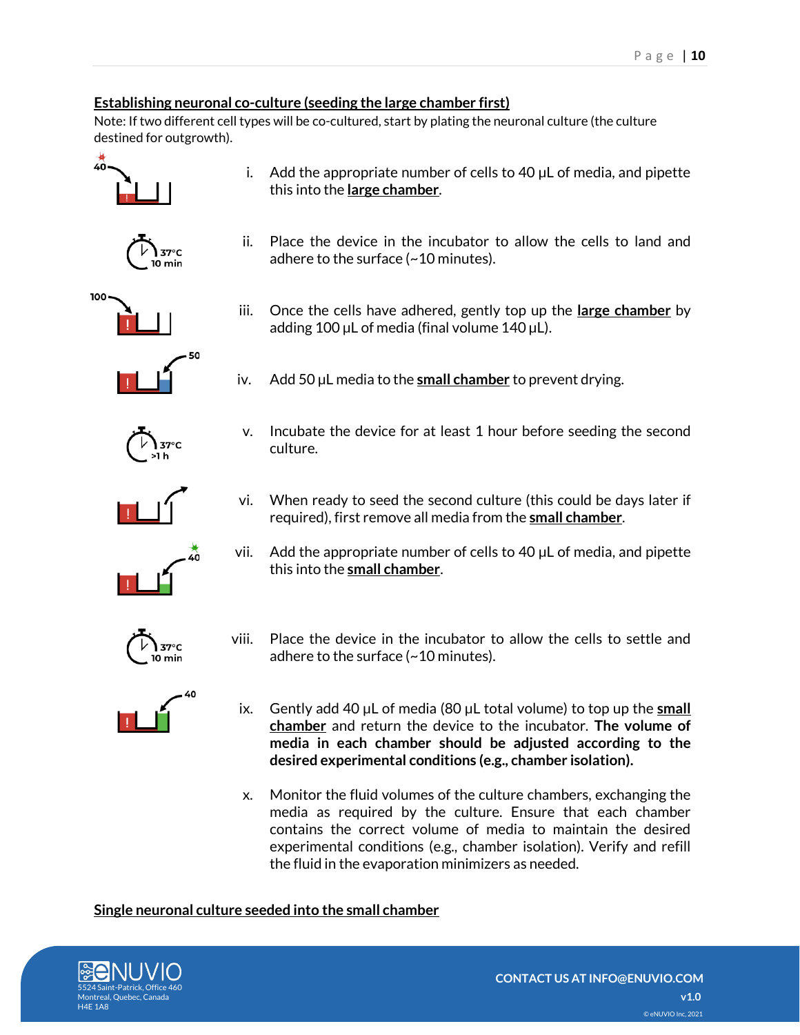## Establishing neuronal co-culture (seeding the large chamber first)

Note: If two different cell types will be co-cultured, start by plating the neuronal culture (the culture destined for outgrowth).

i. Add the appropriate number of cells to 40 µL of media, and pipette this into the **large chamber**.

ii. Place the device in the incubator to allow the cells to land and adhere to the surface (~10 minutes).

iii. Once the cells have adhered, gently top up the **large chamber** by adding 100 µL of media (final volume 140 µL).

iv. Add 50 µL media to the **small chamber** to prevent drying.

v. Incubate the device for at least 1 hour before seeding the second culture.

vi. When ready to seed the second culture (this could be days later if required), first remove all media from the **small chamber**.

vii. Add the appropriate number of cells to 40 µL of media, and pipette this into the **small chamber**.

viii. Place the device in the incubator to allow the cells to settle and adhere to the surface (~10 minutes).

ix. Gently add 40 µL of media (80 µL total volume) to top up the **small chamber** and return the device to the incubator. **The volume of media in each chamber should be adjusted according to the desired experimental conditions (e.g., chamber isolation).**

x. Monitor the fluid volumes of the culture chambers, exchanging the media as required by the culture. Ensure that each chamber contains the correct volume of media to maintain the desired experimental conditions (e.g., chamber isolation). Verify and refill the fluid in the evaporation minimizers as needed.

## Single neuronal culture seeded into the small chamber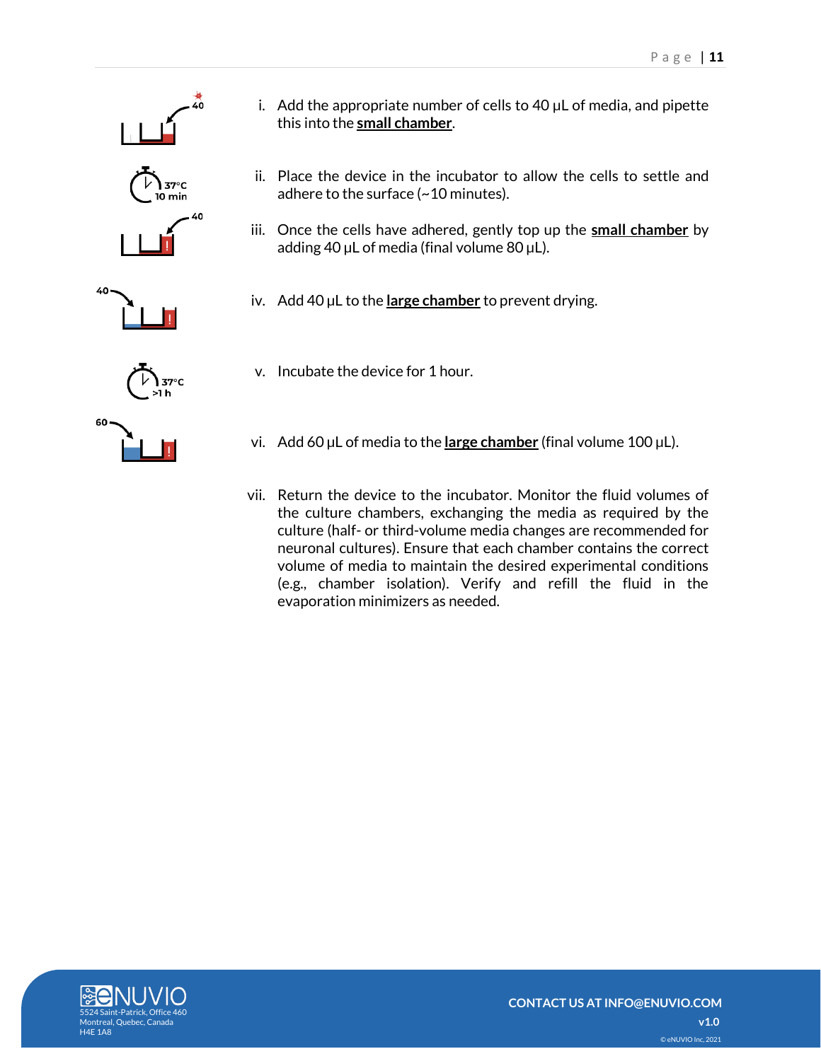i. Add the appropriate number of cells to 40 µL of media, and pipette this into the **small chamber**.

ii. Place the device in the incubator to allow the cells to settle and adhere to the surface (~10 minutes).

iii. Once the cells have adhered, gently top up the **small chamber** by adding 40 µL of media (final volume 80 µL).

iv. Add 40 µL to the **large chamber** to prevent drying.

v. Incubate the device for 1 hour.

vi. Add 60 µL of media to the **large chamber** (final volume 100 µL).

vii. Return the device to the incubator. Monitor the fluid volumes of the culture chambers, exchanging the media as required by the culture (half- or third-volume media changes are recommended for neuronal cultures). Ensure that each chamber contains the correct volume of media to maintain the desired experimental conditions (e.g., chamber isolation). Verify and refill the fluid in the evaporation minimizers as needed.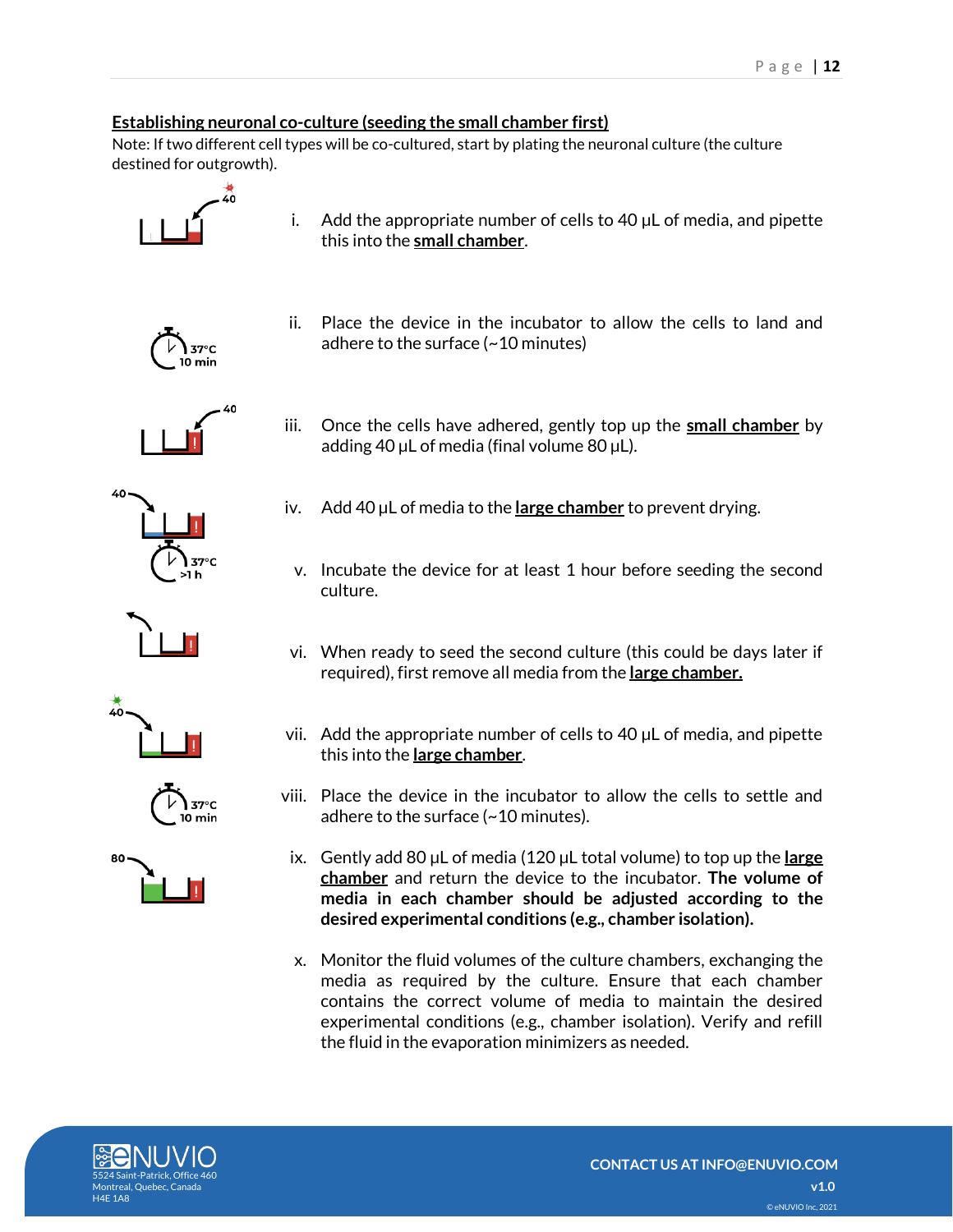**Establishing neuronal co-culture (seeding the small chamber first)**

Note: If two different cell types will be co-cultured, start by plating the neuronal culture (the culture destined for outgrowth).

i. Add the appropriate number of cells to 40 µL of media, and pipette this into the **small chamber**.

ii. Place the device in the incubator to allow the cells to land and adhere to the surface (~10 minutes)

iii. Once the cells have adhered, gently top up the **small chamber** by adding 40 µL of media (final volume 80 µL).

iv. Add 40 µL of media to the **large chamber** to prevent drying.

v. Incubate the device for at least 1 hour before seeding the second culture.

vi. When ready to seed the second culture (this could be days later if required), first remove all media from the **large chamber.**

vii. Add the appropriate number of cells to 40 µL of media, and pipette this into the **large chamber**.

viii. Place the device in the incubator to allow the cells to settle and adhere to the surface (~10 minutes).

ix. Gently add 80 µL of media (120 µL total volume) to top up the **large chamber** and return the device to the incubator. **The volume of media in each chamber should be adjusted according to the desired experimental conditions (e.g., chamber isolation).**

x. Monitor the fluid volumes of the culture chambers, exchanging the media as required by the culture. Ensure that each chamber contains the correct volume of media to maintain the desired experimental conditions (e.g., chamber isolation). Verify and refill the fluid in the evaporation minimizers as needed.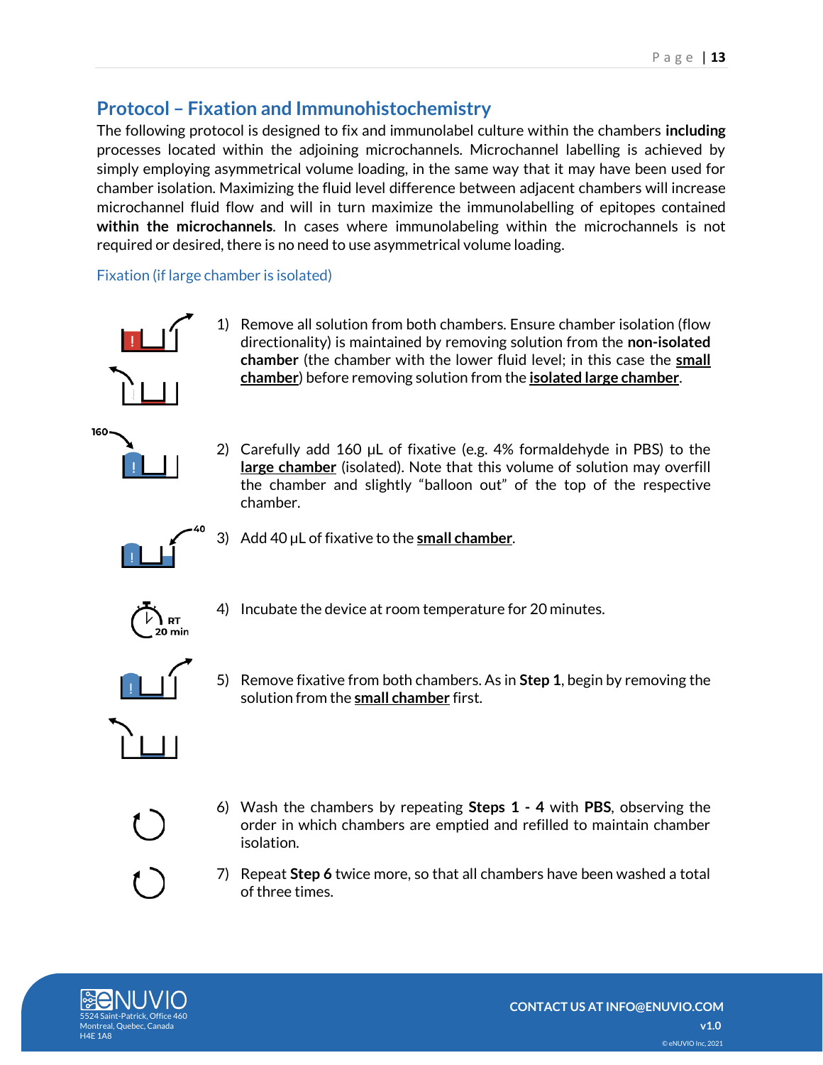## Protocol – Fixation and Immunohistochemistry

The following protocol is designed to fix and immunolabel culture within the chambers **including** processes located within the adjoining microchannels. Microchannel labelling is achieved by simply employing asymmetrical volume loading, in the same way that it may have been used for chamber isolation. Maximizing the fluid level difference between adjacent chambers will increase microchannel fluid flow and will in turn maximize the immunolabelling of epitopes contained **within the microchannels**. In cases where immunolabeling within the microchannels is not required or desired, there is no need to use asymmetrical volume loading.

### Fixation (if large chamber is isolated)

1) Remove all solution from both chambers. Ensure chamber isolation (flow directionality) is maintained by removing solution from the **non-isolated chamber** (the chamber with the lower fluid level; in this case the **small chamber**) before removing solution from the **isolated large chamber**.

2) Carefully add 160 µL of fixative (e.g. 4% formaldehyde in PBS) to the **large chamber** (isolated). Note that this volume of solution may overfill the chamber and slightly "balloon out" of the top of the respective chamber.

3) Add 40 µL of fixative to the **small chamber**.

4) Incubate the device at room temperature for 20 minutes.

5) Remove fixative from both chambers. As in **Step 1**, begin by removing the solution from the **small chamber** first.

6) Wash the chambers by repeating **Steps 1 - 4** with **PBS**, observing the order in which chambers are emptied and refilled to maintain chamber isolation.

7) Repeat **Step 6** twice more, so that all chambers have been washed a total of three times.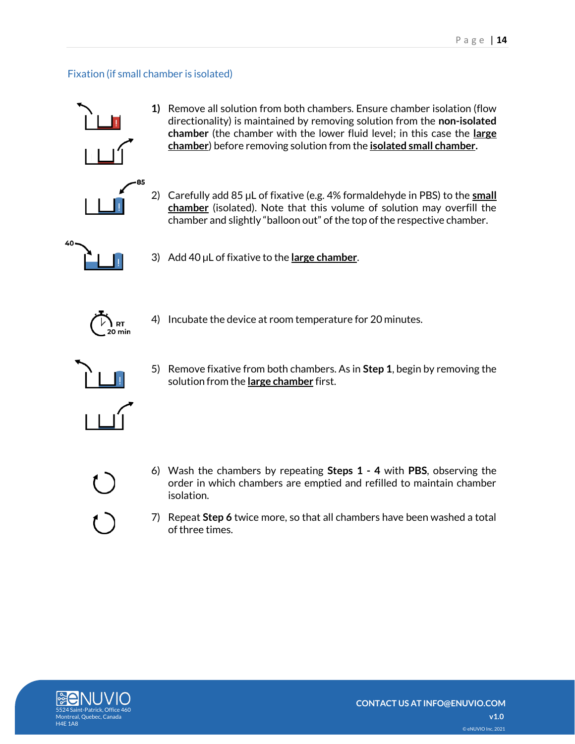## Fixation (if small chamber is isolated)

**1)** Remove all solution from both chambers. Ensure chamber isolation (flow directionality) is maintained by removing solution from the **non-isolated chamber** (the chamber with the lower fluid level; in this case the **large chamber**) before removing solution from the **isolated small chamber.**

2) Carefully add 85 µL of fixative (e.g. 4% formaldehyde in PBS) to the **small chamber** (isolated). Note that this volume of solution may overfill the chamber and slightly "balloon out" of the top of the respective chamber.

3) Add 40 µL of fixative to the **large chamber**.

4) Incubate the device at room temperature for 20 minutes.

5) Remove fixative from both chambers. As in **Step 1**, begin by removing the solution from the **large chamber** first.

6) Wash the chambers by repeating **Steps 1 - 4** with **PBS**, observing the order in which chambers are emptied and refilled to maintain chamber isolation.

7) Repeat **Step 6** twice more, so that all chambers have been washed a total of three times.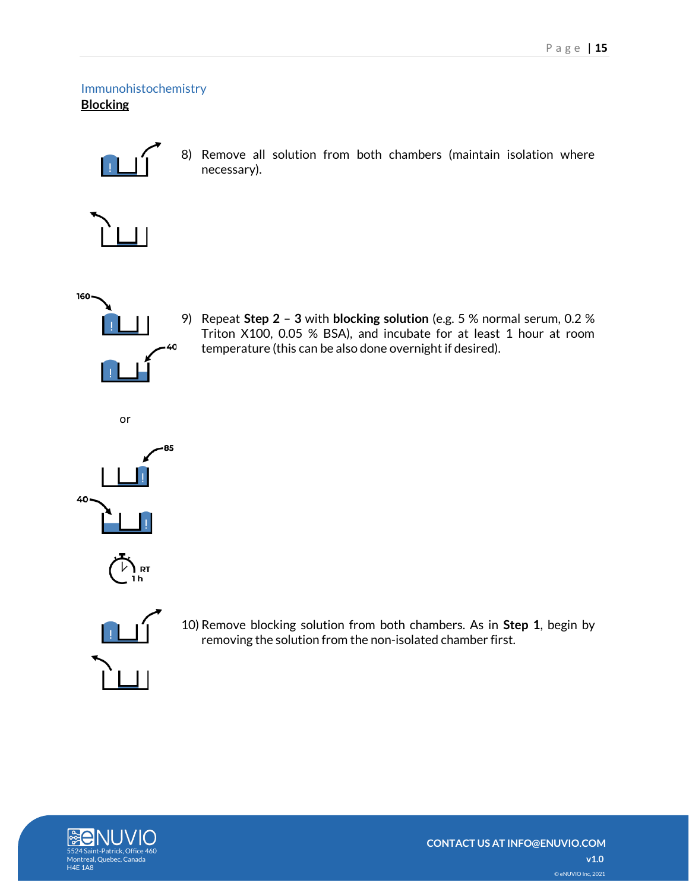Immunohistochemistry

**Blocking**

8) Remove all solution from both chambers (maintain isolation where necessary).

9) Repeat **Step 2 – 3** with **blocking solution** (e.g. 5 % normal serum, 0.2 % Triton X100, 0.05 % BSA), and incubate for at least 1 hour at room temperature (this can be also done overnight if desired).

10) Remove blocking solution from both chambers. As in **Step 1**, begin by removing the solution from the non-isolated chamber first.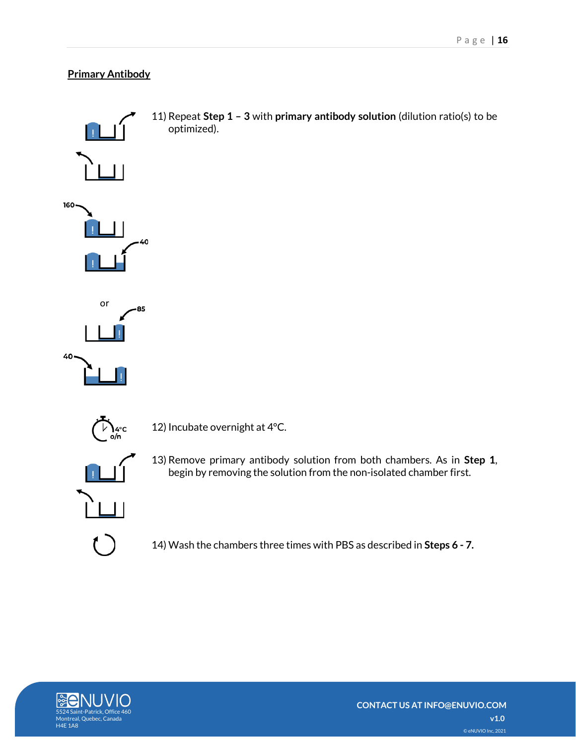## Primary Antibody

11) Repeat **Step 1 – 3** with **primary antibody solution** (dilution ratio(s) to be optimized).

12) Incubate overnight at 4°C.

13) Remove primary antibody solution from both chambers. As in **Step 1**, begin by removing the solution from the non-isolated chamber first.

14) Wash the chambers three times with PBS as described in **Steps 6 - 7.**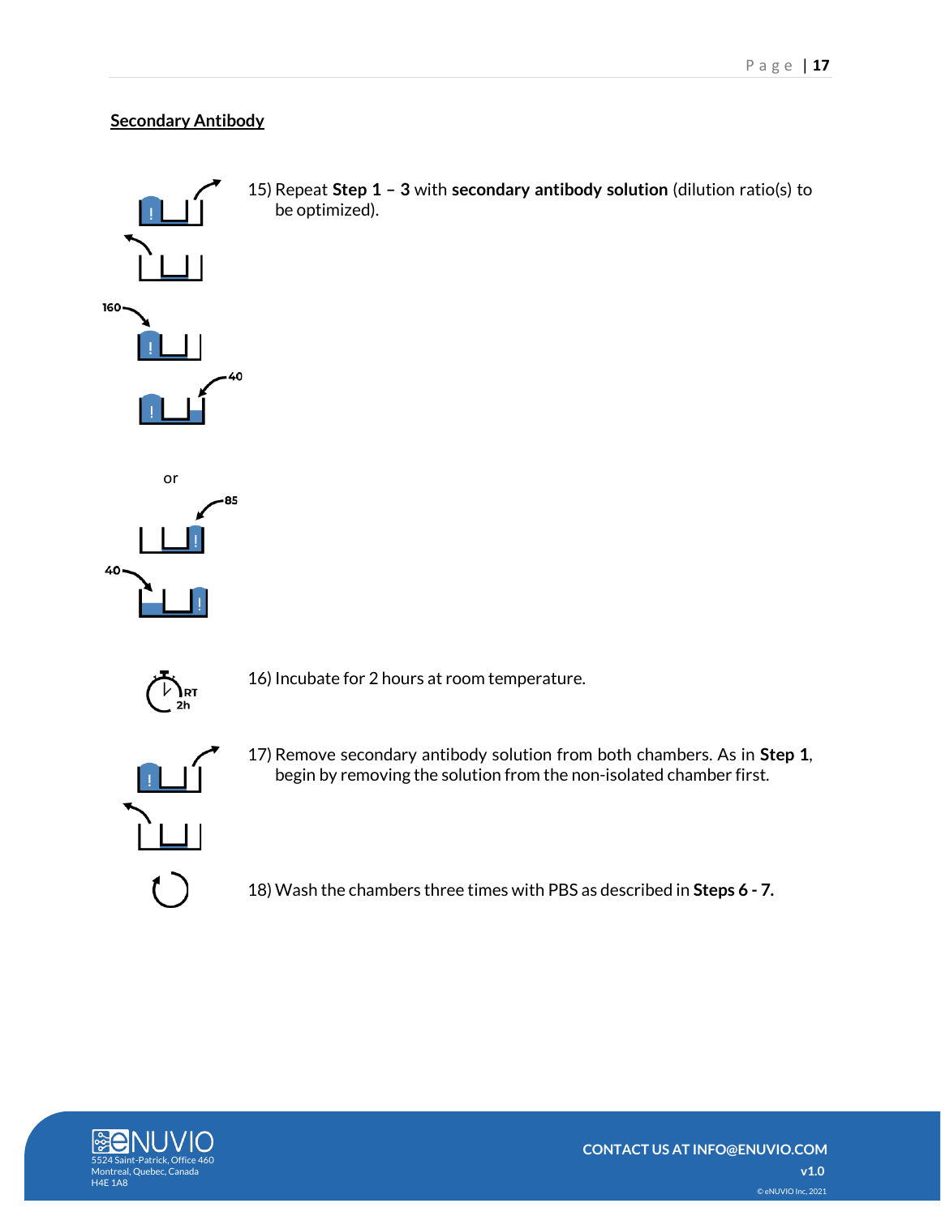## Secondary Antibody

15) Repeat **Step 1 – 3** with **secondary antibody solution** (dilution ratio(s) to be optimized).

16) Incubate for 2 hours at room temperature.

17) Remove secondary antibody solution from both chambers. As in **Step 1**, begin by removing the solution from the non-isolated chamber first.

18) Wash the chambers three times with PBS as described in **Steps 6 - 7.**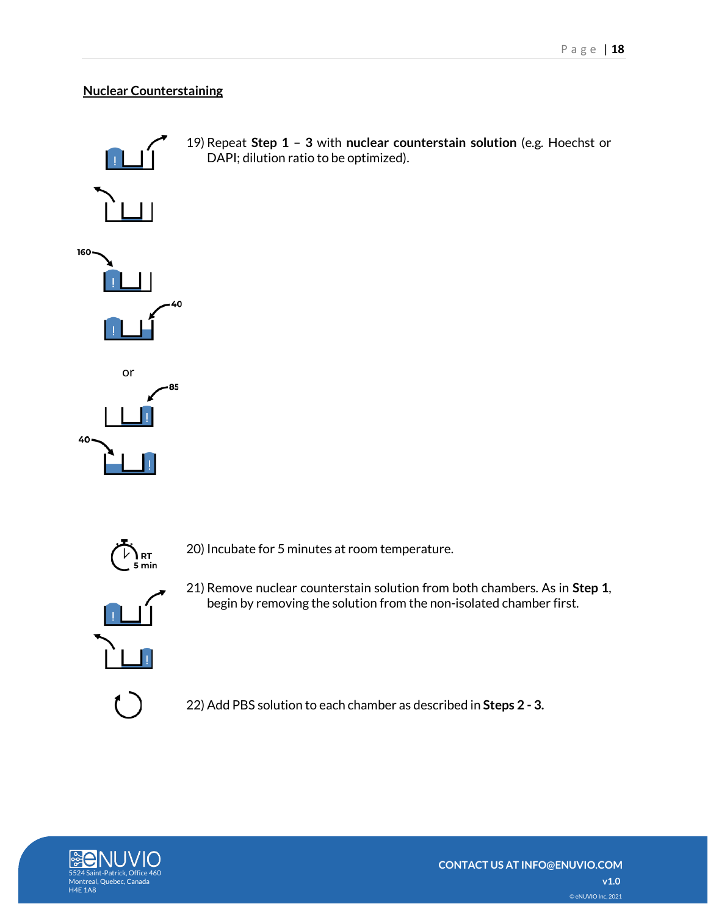## Nuclear Counterstaining

19) Repeat **Step 1 – 3** with **nuclear counterstain solution** (e.g. Hoechst or DAPI; dilution ratio to be optimized).

20) Incubate for 5 minutes at room temperature.

21) Remove nuclear counterstain solution from both chambers. As in **Step 1**, begin by removing the solution from the non-isolated chamber first.

22) Add PBS solution to each chamber as described in **Steps 2 - 3.**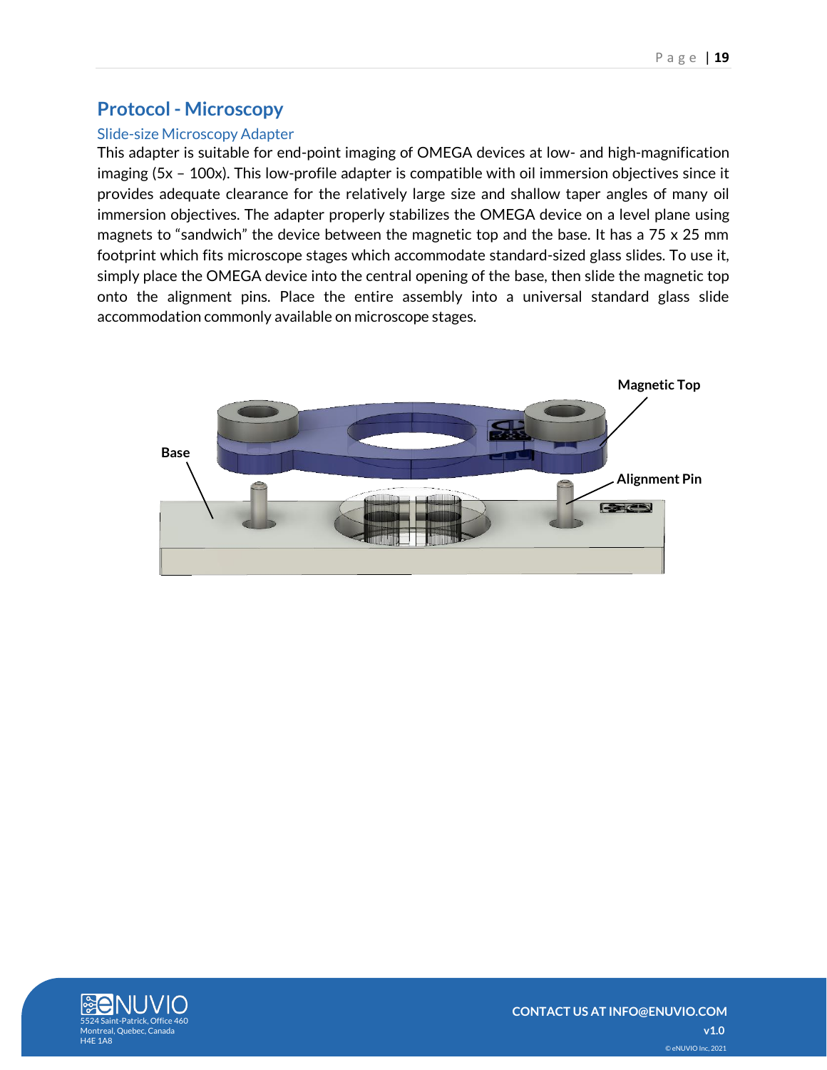# Protocol - Microscopy

## Slide-size Microscopy Adapter

This adapter is suitable for end-point imaging of OMEGA devices at low- and high-magnification imaging (5x – 100x). This low-profile adapter is compatible with oil immersion objectives since it provides adequate clearance for the relatively large size and shallow taper angles of many oil immersion objectives. The adapter properly stabilizes the OMEGA device on a level plane using magnets to "sandwich" the device between the magnetic top and the base. It has a 75 x 25 mm footprint which fits microscope stages which accommodate standard-sized glass slides. To use it, simply place the OMEGA device into the central opening of the base, then slide the magnetic top onto the alignment pins. Place the entire assembly into a universal standard glass slide accommodation commonly available on microscope stages.

Magnetic Top

Base

Alignment Pin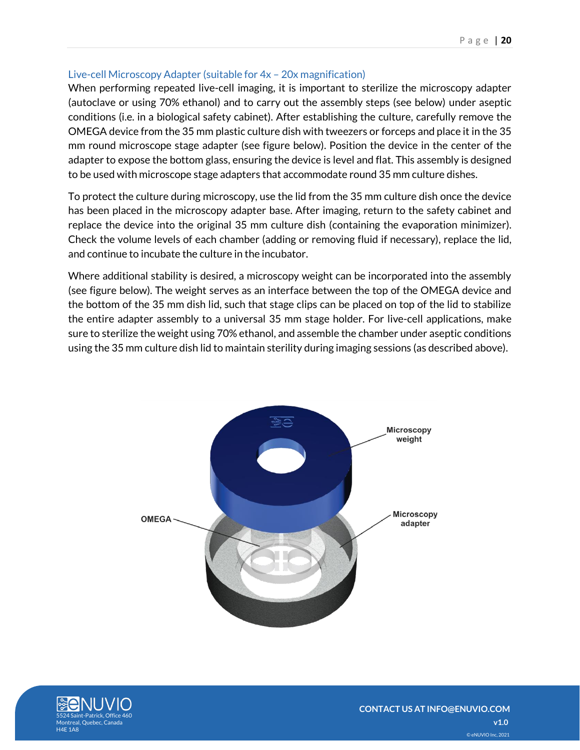## Live-cell Microscopy Adapter (suitable for 4x – 20x magnification)

When performing repeated live-cell imaging, it is important to sterilize the microscopy adapter (autoclave or using 70% ethanol) and to carry out the assembly steps (see below) under aseptic conditions (i.e. in a biological safety cabinet). After establishing the culture, carefully remove the OMEGA device from the 35 mm plastic culture dish with tweezers or forceps and place it in the 35 mm round microscope stage adapter (see figure below). Position the device in the center of the adapter to expose the bottom glass, ensuring the device is level and flat. This assembly is designed to be used with microscope stage adapters that accommodate round 35 mm culture dishes.

To protect the culture during microscopy, use the lid from the 35 mm culture dish once the device has been placed in the microscopy adapter base. After imaging, return to the safety cabinet and replace the device into the original 35 mm culture dish (containing the evaporation minimizer). Check the volume levels of each chamber (adding or removing fluid if necessary), replace the lid, and continue to incubate the culture in the incubator.

Where additional stability is desired, a microscopy weight can be incorporated into the assembly (see figure below). The weight serves as an interface between the top of the OMEGA device and the bottom of the 35 mm dish lid, such that stage clips can be placed on top of the lid to stabilize the entire adapter assembly to a universal 35 mm stage holder. For live-cell applications, make sure to sterilize the weight using 70% ethanol, and assemble the chamber under aseptic conditions using the 35 mm culture dish lid to maintain sterility during imaging sessions (as described above).

Microscopy weight

OMEGA

Microscopy adapter

eNUVIO
5524 Saint-Patrick, Office 460
Montreal, Quebec, Canada
H4E 1A8

CONTACT US AT INFO@ENUVIO.COM

v1.0

© eNUVIO Inc. 2021